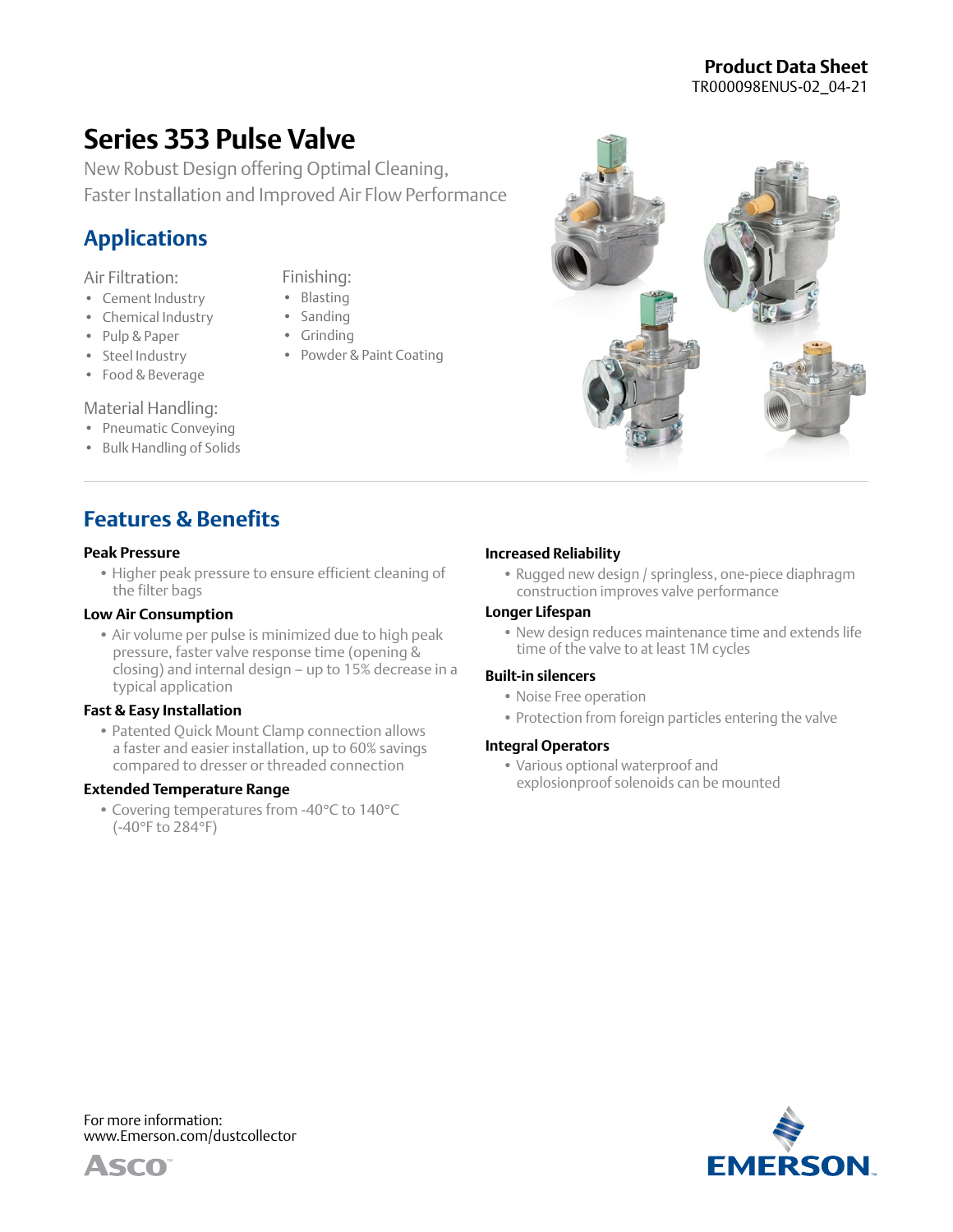**Product Data Sheet**
TR000098ENUS-02_04-21

# Series 353 Pulse Valve

New Robust Design offering Optimal Cleaning, Faster Installation and Improved Air Flow Performance

## Applications

Air Filtration:

- Cement Industry
- Chemical Industry
- Pulp & Paper
- Steel Industry
- Food & Beverage

Material Handling:

- Pneumatic Conveying
- Bulk Handling of Solids

Finishing:

- Blasting
- Sanding
- Grinding
- Powder & Paint Coating

## Features & Benefits

### Peak Pressure

- Higher peak pressure to ensure efficient cleaning of the filter bags

### Low Air Consumption

- Air volume per pulse is minimized due to high peak pressure, faster valve response time (opening & closing) and internal design – up to 15% decrease in a typical application

### Fast & Easy Installation

- Patented Quick Mount Clamp connection allows a faster and easier installation, up to 60% savings compared to dresser or threaded connection

### Extended Temperature Range

- Covering temperatures from -40°C to 140°C (-40°F to 284°F)

### Increased Reliability

- Rugged new design / springless, one-piece diaphragm construction improves valve performance

### Longer Lifespan

- New design reduces maintenance time and extends life time of the valve to at least 1M cycles

### Built-in silencers

- Noise Free operation
- Protection from foreign particles entering the valve

### Integral Operators

- Various optional waterproof and explosionproof solenoids can be mounted

For more information:
www.Emerson.com/dustcollector

ASCO

EMERSON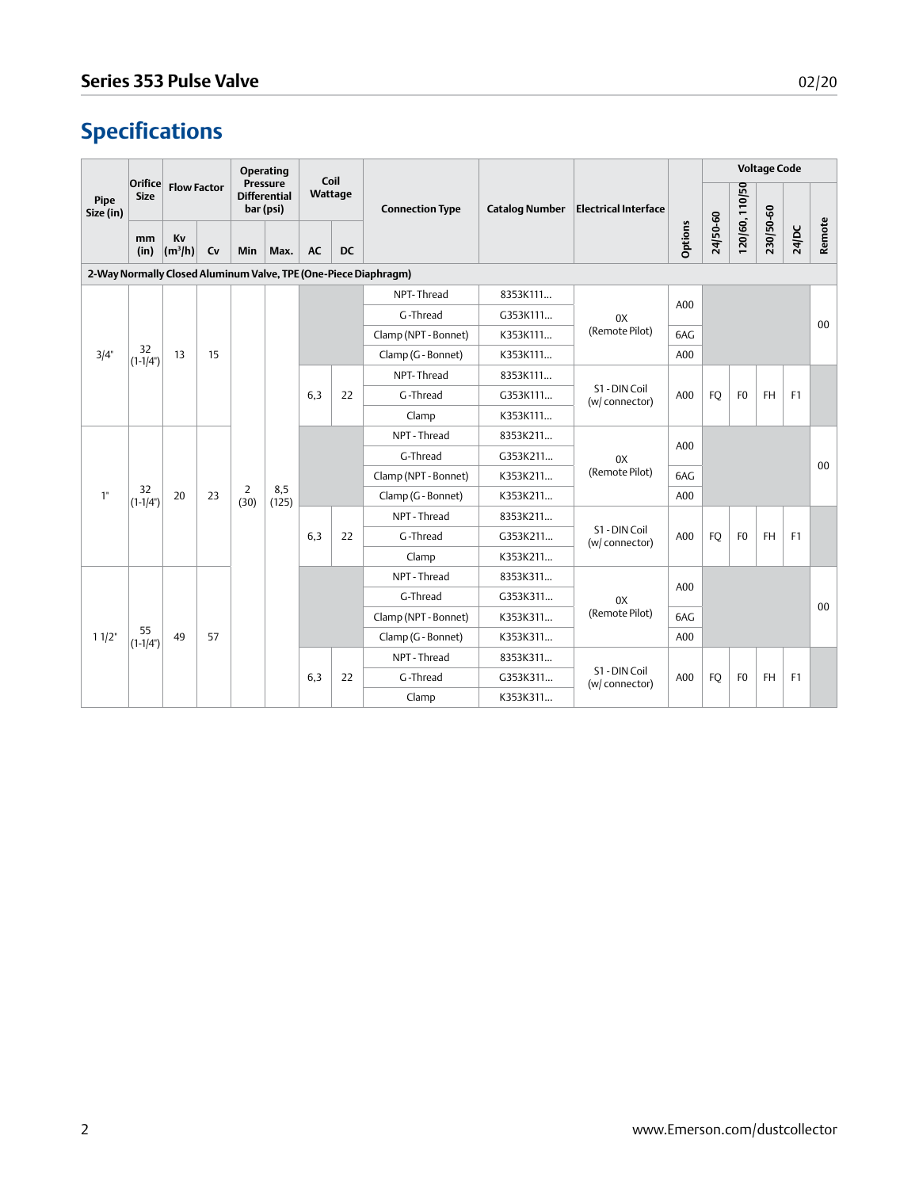## Specifications

| Pipe Size (in) | Orifice Size | Flow Factor | | Operating Pressure Differential bar (psi) | | Coil Wattage | | Connection Type | Catalog Number | Electrical Interface | Options | Voltage Code | | | | |
|---|---|---|---|---|---|---|---|---|---|---|---|---|---|---|---|---|
| | mm (in) | Kv (m³/h) | Cv | Min | Max. | AC | DC | | | | | 24/50-60 | 120/60, 110/50 | 230/50-60 | 24/DC | Remote |
| **2-Way Normally Closed Aluminum Valve, TPE (One-Piece Diaphragm)** | | | | | | | | | | | | | | | | |
| 3/4" | 32 (1-1/4") | 13 | 15 | 2 (30) | 8,5 (125) | | | NPT-Thread | 8353K111... | 0X (Remote Pilot) | A00 | | | | | 00 |
| | | | | | | | | G-Thread | G353K111... | | | | | | | |
| | | | | | | | | Clamp (NPT - Bonnet) | K353K111... | | 6AG | | | | | |
| | | | | | | | | Clamp (G - Bonnet) | K353K111... | | A00 | | | | | |
| | | | | | | 6,3 | 22 | NPT-Thread | 8353K111... | S1 - DIN Coil (w/ connector) | A00 | FQ | F0 | FH | F1 | |
| | | | | | | | | G-Thread | G353K111... | | | | | | | |
| | | | | | | | | Clamp | K353K111... | | | | | | | |
| 1" | 32 (1-1/4") | 20 | 23 | | | | | NPT - Thread | 8353K211... | 0X (Remote Pilot) | A00 | | | | | 00 |
| | | | | | | | | G-Thread | G353K211... | | | | | | | |
| | | | | | | | | Clamp (NPT - Bonnet) | K353K211... | | 6AG | | | | | |
| | | | | | | | | Clamp (G - Bonnet) | K353K211... | | A00 | | | | | |
| | | | | | | 6,3 | 22 | NPT - Thread | 8353K211... | S1 - DIN Coil (w/ connector) | A00 | FQ | F0 | FH | F1 | |
| | | | | | | | | G-Thread | G353K211... | | | | | | | |
| | | | | | | | | Clamp | K353K211... | | | | | | | |
| 1 1/2" | 55 (1-1/4") | 49 | 57 | | | | | NPT - Thread | 8353K311... | 0X (Remote Pilot) | A00 | | | | | 00 |
| | | | | | | | | G-Thread | G353K311... | | | | | | | |
| | | | | | | | | Clamp (NPT - Bonnet) | K353K311... | | 6AG | | | | | |
| | | | | | | | | Clamp (G - Bonnet) | K353K311... | | A00 | | | | | |
| | | | | | | 6,3 | 22 | NPT - Thread | 8353K311... | S1 - DIN Coil (w/ connector) | A00 | FQ | F0 | FH | F1 | |
| | | | | | | | | G-Thread | G353K311... | | | | | | | |
| | | | | | | | | Clamp | K353K311... | | | | | | | |